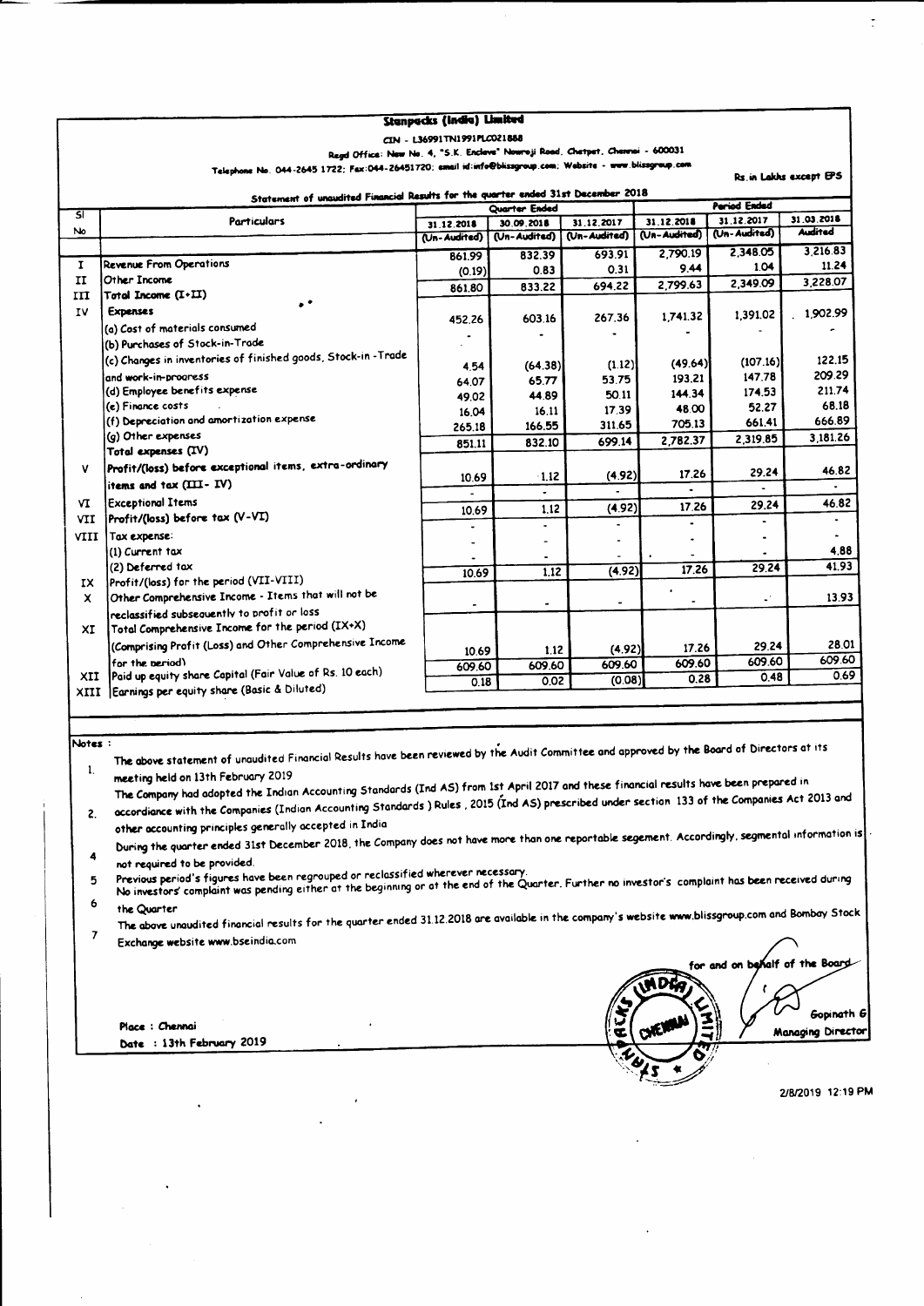# Stanpacks (India) Limited

CIN - L36991TN1991PLC021888

Regd Office: New No. 4, "S.K. Enclave" Nowroji Road, Chetpet, Chennai - 600031

Telephone No. 044-2645 1722; Fax:044-26451720; email id:info@blissgroup.com; Website - www.blissgroup.com

Rs.in Lakhs except EPS

## Statement of unaudited Financial Results for the quarter ended 31st December 2018

| Sl No | Particulars | Quarter Ended | | | Period Ended | | |
|---|---|---|---|---|---|---|---|
| | | 31.12.2018 | 30.09.2018 | 31.12.2017 | 31.12.2018 | 31.12.2017 | 31.03.2018 |
| | | (Un-Audited) | (Un-Audited) | (Un-Audited) | (Un-Audited) | (Un-Audited) | Audited |
| I | Revenue From Operations | 861.99 | 832.39 | 693.91 | 2,790.19 | 2,348.05 | 3,216.83 |
| II | Other Income | (0.19) | 0.83 | 0.31 | 9.44 | 1.04 | 11.24 |
| III | Total Income (I+II) | 861.80 | 833.22 | 694.22 | 2,799.63 | 2,349.09 | 3,228.07 |
| IV | Expenses | | | | | | |
| | (a) Cost of materials consumed | 452.26 | 603.16 | 267.36 | 1,741.32 | 1,391.02 | 1,902.99 |
| | (b) Purchases of Stock-in-Trade | - | - | - | - | - | - |
| | (c) Changes in inventories of finished goods, Stock-in-Trade and work-in-progress | 4.54 | (64.38) | (1.12) | (49.64) | (107.16) | 122.15 |
| | (d) Employee benefits expense | 64.07 | 65.77 | 53.75 | 193.21 | 147.78 | 209.29 |
| | (e) Finance costs | 49.02 | 44.89 | 50.11 | 144.34 | 174.53 | 211.74 |
| | (f) Depreciation and amortization expense | 16.04 | 16.11 | 17.39 | 48.00 | 52.27 | 68.18 |
| | (g) Other expenses | 265.18 | 166.55 | 311.65 | 705.13 | 661.41 | 666.89 |
| | Total expenses (IV) | 851.11 | 832.10 | 699.14 | 2,782.37 | 2,319.85 | 3,181.26 |
| V | Profit/(loss) before exceptional items, extra-ordinary items and tax (III- IV) | 10.69 | 1.12 | (4.92) | 17.26 | 29.24 | 46.82 |
| VI | Exceptional Items | - | - | - | - | - | - |
| VII | Profit/(loss) before tax (V-VI) | 10.69 | 1.12 | (4.92) | 17.26 | 29.24 | 46.82 |
| VIII | Tax expense: | | | | | | |
| | (1) Current tax | - | - | - | - | - | - |
| | (2) Deferred tax | - | - | - | - | - | 4.88 |
| IX | Profit/(loss) for the period (VII-VIII) | 10.69 | 1.12 | (4.92) | 17.26 | 29.24 | 41.93 |
| X | Other Comprehensive Income - Items that will not be reclassified subsequently to profit or loss | - | - | - | - | - | 13.93 |
| XI | Total Comprehensive Income for the period (IX+X) (Comprising Profit (Loss) and Other Comprehensive Income for the period) | 10.69 | 1.12 | (4.92) | 17.26 | 29.24 | 28.01 |
| XII | Paid up equity share Capital (Fair Value of Rs. 10 each) | 609.60 | 609.60 | 609.60 | 609.60 | 609.60 | 609.60 |
| XIII | Earnings per equity share (Basic & Diluted) | 0.18 | 0.02 | (0.08) | 0.28 | 0.48 | 0.69 |

**Notes :**

1. The above statement of unaudited Financial Results have been reviewed by the Audit Committee and approved by the Board of Directors at its meeting held on 13th February 2019
2. The Company had adopted the Indian Accounting Standards (Ind AS) from 1st April 2017 and these financial results have been prepared in accordance with the Companies (Indian Accounting Standards ) Rules , 2015 (Ind AS) prescribed under section 133 of the Companies Act 2013 and other accounting principles generally accepted in India
4. During the quarter ended 31st December 2018, the Company does not have more than one reportable segement. Accordingly, segmental information is not required to be provided.
5. Previous period's figures have been regrouped or reclassified wherever necessary.
6. No investors' complaint was pending either at the beginning or at the end of the Quarter. Further no investor's complaint has been received during the Quarter
7. The above unaudited financial results for the quarter ended 31.12.2018 are available in the company's website www.blissgroup.com and Bombay Stock Exchange website www.bseindia.com

for and on behalf of the Board

Gopinath G
Managing Director

Place : Chennai
Date : 13th February 2019

2/8/2019 12:19 PM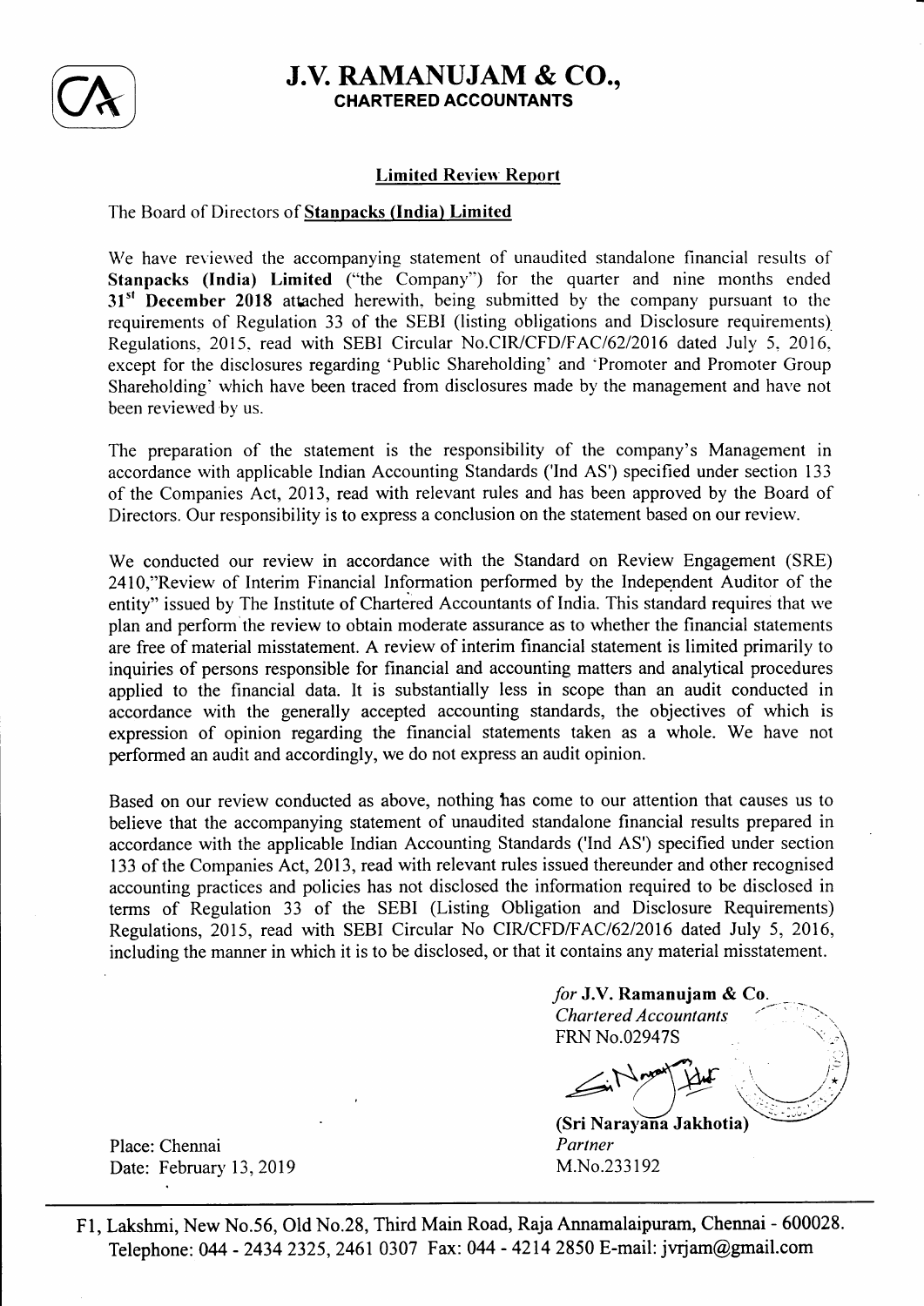# J.V. RAMANUJAM & CO.,

**CHARTERED ACCOUNTANTS**

## Limited Review Report

The Board of Directors of **Stanpacks (India) Limited**

We have reviewed the accompanying statement of unaudited standalone financial results of **Stanpacks (India) Limited** ("the Company") for the quarter and nine months ended **31st December 2018** attached herewith, being submitted by the company pursuant to the requirements of Regulation 33 of the SEBI (listing obligations and Disclosure requirements) Regulations, 2015, read with SEBI Circular No.CIR/CFD/FAC/62/2016 dated July 5, 2016, except for the disclosures regarding 'Public Shareholding' and 'Promoter and Promoter Group Shareholding' which have been traced from disclosures made by the management and have not been reviewed by us.

The preparation of the statement is the responsibility of the company's Management in accordance with applicable Indian Accounting Standards ('Ind AS') specified under section 133 of the Companies Act, 2013, read with relevant rules and has been approved by the Board of Directors. Our responsibility is to express a conclusion on the statement based on our review.

We conducted our review in accordance with the Standard on Review Engagement (SRE) 2410,"Review of Interim Financial Information performed by the Independent Auditor of the entity" issued by The Institute of Chartered Accountants of India. This standard requires that we plan and perform the review to obtain moderate assurance as to whether the financial statements are free of material misstatement. A review of interim financial statement is limited primarily to inquiries of persons responsible for financial and accounting matters and analytical procedures applied to the financial data. It is substantially less in scope than an audit conducted in accordance with the generally accepted accounting standards, the objectives of which is expression of opinion regarding the financial statements taken as a whole. We have not performed an audit and accordingly, we do not express an audit opinion.

Based on our review conducted as above, nothing has come to our attention that causes us to believe that the accompanying statement of unaudited standalone financial results prepared in accordance with the applicable Indian Accounting Standards ('Ind AS') specified under section 133 of the Companies Act, 2013, read with relevant rules issued thereunder and other recognised accounting practices and policies has not disclosed the information required to be disclosed in terms of Regulation 33 of the SEBI (Listing Obligation and Disclosure Requirements) Regulations, 2015, read with SEBI Circular No CIR/CFD/FAC/62/2016 dated July 5, 2016, including the manner in which it is to be disclosed, or that it contains any material misstatement.

*for* **J.V. Ramanujam & Co.**
*Chartered Accountants*
FRN No.02947S

**(Sri Narayana Jakhotia)**
*Partner*
M.No.233192

Place: Chennai
Date: February 13, 2019

F1, Lakshmi, New No.56, Old No.28, Third Main Road, Raja Annamalaipuram, Chennai - 600028.
Telephone: 044 - 2434 2325, 2461 0307 Fax: 044 - 4214 2850 E-mail: jvrjam@gmail.com